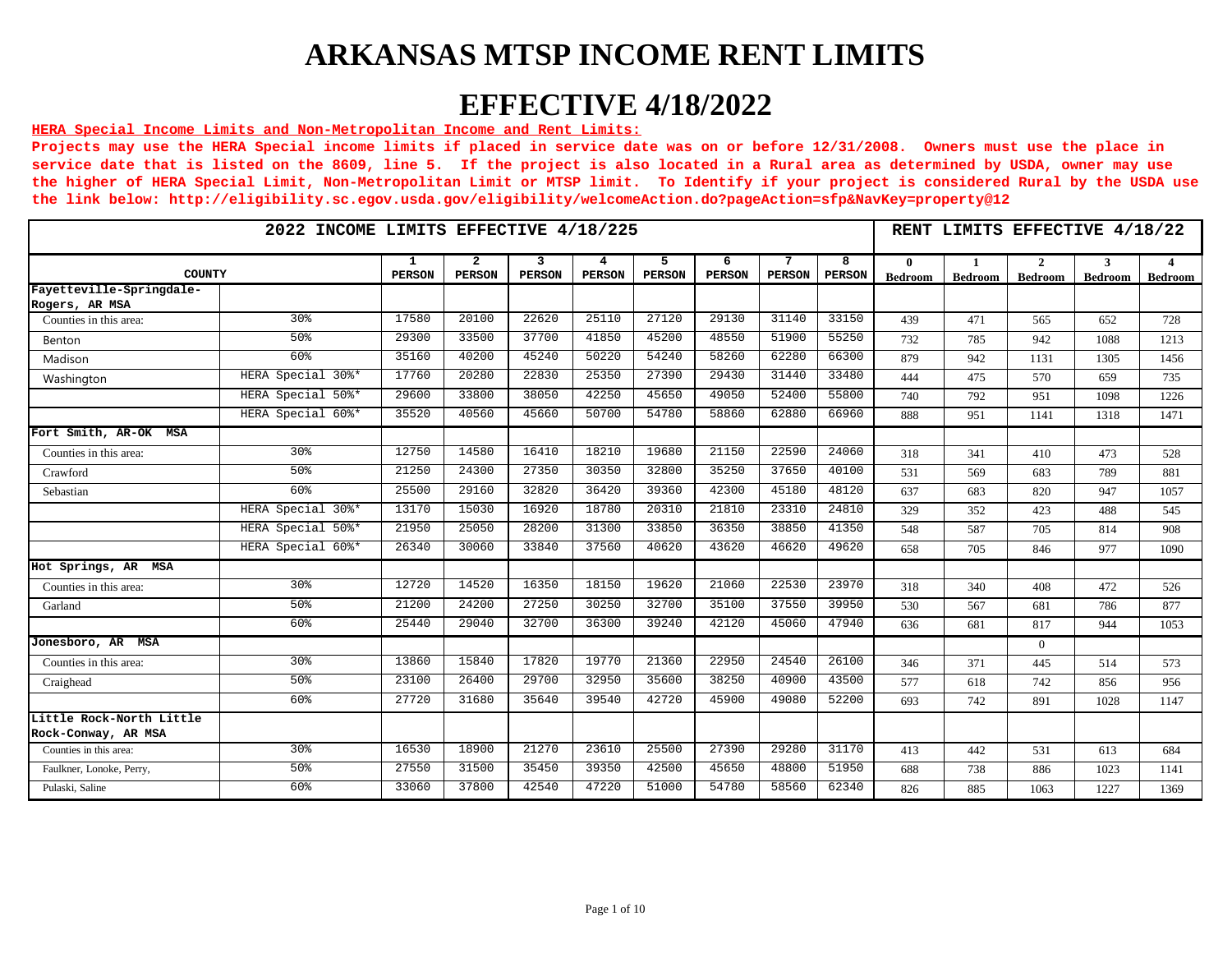# ARKANSAS MTSP INCOME RENT LIMITS

# EFFECTIVE 4/18/2022

**HERA Special Income Limits and Non-Metropolitan Income and Rent Limits:**

**Projects may use the HERA Special income limits if placed in service date was on or before 12/31/2008. Owners must use the place in service date that is listed on the 8609, line 5. If the project is also located in a Rural area as determined by USDA, owner may use the higher of HERA Special Limit, Non-Metropolitan Limit or MTSP limit. To Identify if your project is considered Rural by the USDA use the link below: http://eligibility.sc.egov.usda.gov/eligibility/welcomeAction.do?pageAction=sfp&NavKey=property@12**

| 2022 INCOME LIMITS EFFECTIVE 4/18/225 | | | | | | | | | | RENT LIMITS EFFECTIVE 4/18/22 | | | | |
|---|---|---|---|---|---|---|---|---|---|---|---|---|---|---|
| COUNTY | | 1 PERSON | 2 PERSON | 3 PERSON | 4 PERSON | 5 PERSON | 6 PERSON | 7 PERSON | 8 PERSON | 0 Bedroom | 1 Bedroom | 2 Bedroom | 3 Bedroom | 4 Bedroom |
| **Fayetteville-Springdale-Rogers, AR MSA** | | | | | | | | | | | | | | |
| Counties in this area: | 30% | 17580 | 20100 | 22620 | 25110 | 27120 | 29130 | 31140 | 33150 | 439 | 471 | 565 | 652 | 728 |
| Benton | 50% | 29300 | 33500 | 37700 | 41850 | 45200 | 48550 | 51900 | 55250 | 732 | 785 | 942 | 1088 | 1213 |
| Madison | 60% | 35160 | 40200 | 45240 | 50220 | 54240 | 58260 | 62280 | 66300 | 879 | 942 | 1131 | 1305 | 1456 |
| Washington | HERA Special 30%* | 17760 | 20280 | 22830 | 25350 | 27390 | 29430 | 31440 | 33480 | 444 | 475 | 570 | 659 | 735 |
| | HERA Special 50%* | 29600 | 33800 | 38050 | 42250 | 45650 | 49050 | 52400 | 55800 | 740 | 792 | 951 | 1098 | 1226 |
| | HERA Special 60%* | 35520 | 40560 | 45660 | 50700 | 54780 | 58860 | 62880 | 66960 | 888 | 951 | 1141 | 1318 | 1471 |
| **Fort Smith, AR-OK MSA** | | | | | | | | | | | | | | |
| Counties in this area: | 30% | 12750 | 14580 | 16410 | 18210 | 19680 | 21150 | 22590 | 24060 | 318 | 341 | 410 | 473 | 528 |
| Crawford | 50% | 21250 | 24300 | 27350 | 30350 | 32800 | 35250 | 37650 | 40100 | 531 | 569 | 683 | 789 | 881 |
| Sebastian | 60% | 25500 | 29160 | 32820 | 36420 | 39360 | 42300 | 45180 | 48120 | 637 | 683 | 820 | 947 | 1057 |
| | HERA Special 30%* | 13170 | 15030 | 16920 | 18780 | 20310 | 21810 | 23310 | 24810 | 329 | 352 | 423 | 488 | 545 |
| | HERA Special 50%* | 21950 | 25050 | 28200 | 31300 | 33850 | 36350 | 38850 | 41350 | 548 | 587 | 705 | 814 | 908 |
| | HERA Special 60%* | 26340 | 30060 | 33840 | 37560 | 40620 | 43620 | 46620 | 49620 | 658 | 705 | 846 | 977 | 1090 |
| **Hot Springs, AR MSA** | | | | | | | | | | | | | | |
| Counties in this area: | 30% | 12720 | 14520 | 16350 | 18150 | 19620 | 21060 | 22530 | 23970 | 318 | 340 | 408 | 472 | 526 |
| Garland | 50% | 21200 | 24200 | 27250 | 30250 | 32700 | 35100 | 37550 | 39950 | 530 | 567 | 681 | 786 | 877 |
| | 60% | 25440 | 29040 | 32700 | 36300 | 39240 | 42120 | 45060 | 47940 | 636 | 681 | 817 | 944 | 1053 |
| **Jonesboro, AR MSA** | | | | | | | | | | | | 0 | | |
| Counties in this area: | 30% | 13860 | 15840 | 17820 | 19770 | 21360 | 22950 | 24540 | 26100 | 346 | 371 | 445 | 514 | 573 |
| Craighead | 50% | 23100 | 26400 | 29700 | 32950 | 35600 | 38250 | 40900 | 43500 | 577 | 618 | 742 | 856 | 956 |
| | 60% | 27720 | 31680 | 35640 | 39540 | 42720 | 45900 | 49080 | 52200 | 693 | 742 | 891 | 1028 | 1147 |
| **Little Rock-North Little Rock-Conway, AR MSA** | | | | | | | | | | | | | | |
| Counties in this area: | 30% | 16530 | 18900 | 21270 | 23610 | 25500 | 27390 | 29280 | 31170 | 413 | 442 | 531 | 613 | 684 |
| Faulkner, Lonoke, Perry, | 50% | 27550 | 31500 | 35450 | 39350 | 42500 | 45650 | 48800 | 51950 | 688 | 738 | 886 | 1023 | 1141 |
| Pulaski, Saline | 60% | 33060 | 37800 | 42540 | 47220 | 51000 | 54780 | 58560 | 62340 | 826 | 885 | 1063 | 1227 | 1369 |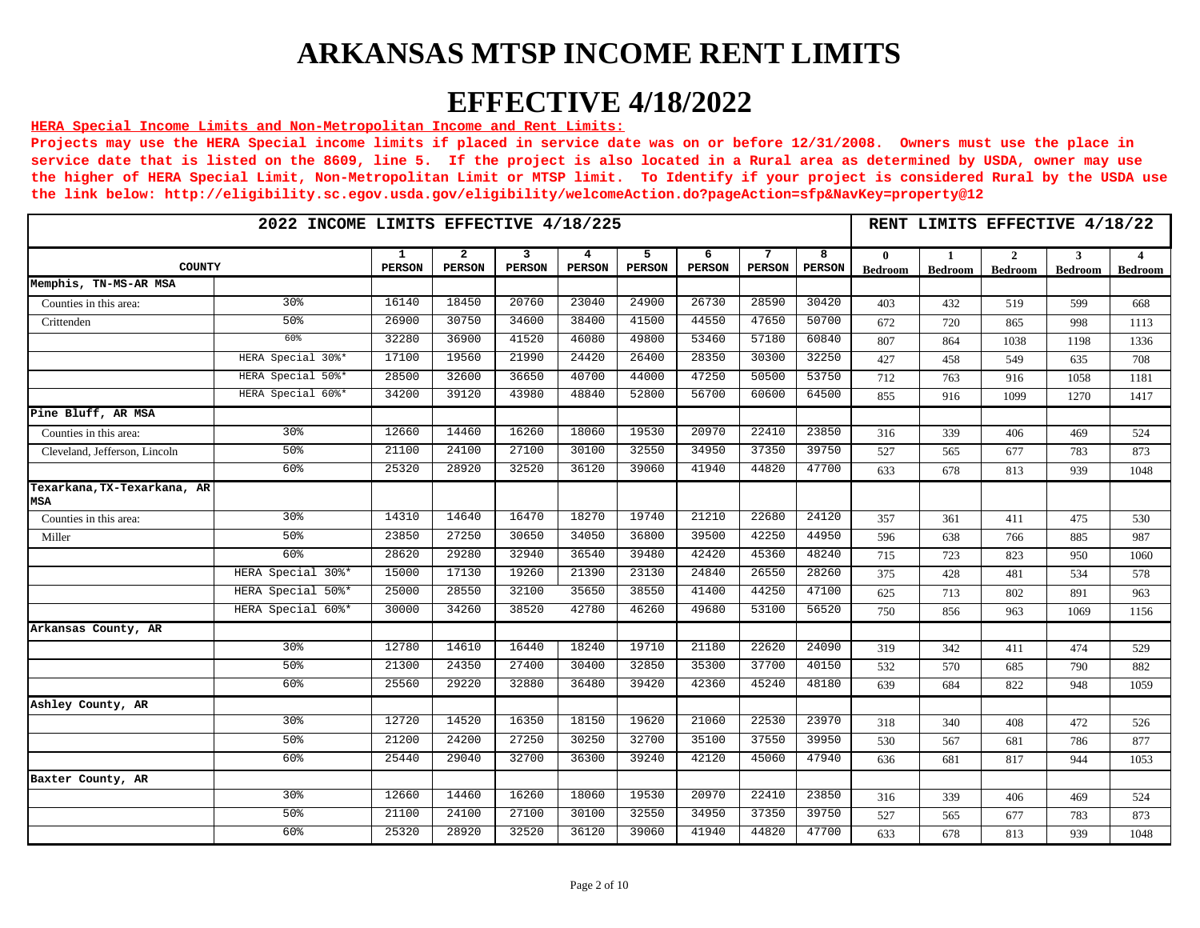# ARKANSAS MTSP INCOME RENT LIMITS

# EFFECTIVE 4/18/2022

**HERA Special Income Limits and Non-Metropolitan Income and Rent Limits:**

**Projects may use the HERA Special income limits if placed in service date was on or before 12/31/2008. Owners must use the place in service date that is listed on the 8609, line 5. If the project is also located in a Rural area as determined by USDA, owner may use the higher of HERA Special Limit, Non-Metropolitan Limit or MTSP limit. To Identify if your project is considered Rural by the USDA use the link below: http://eligibility.sc.egov.usda.gov/eligibility/welcomeAction.do?pageAction=sfp&NavKey=property@12**

| 2022 INCOME LIMITS EFFECTIVE 4/18/225 | | | | | | | | | | RENT LIMITS EFFECTIVE 4/18/22 | | | | |
|---|---|---|---|---|---|---|---|---|---|---|---|---|---|---|
| COUNTY | | 1 PERSON | 2 PERSON | 3 PERSON | 4 PERSON | 5 PERSON | 6 PERSON | 7 PERSON | 8 PERSON | 0 Bedroom | 1 Bedroom | 2 Bedroom | 3 Bedroom | 4 Bedroom |
| **Memphis, TN-MS-AR MSA** | | | | | | | | | | | | | | |
| Counties in this area: | 30% | 16140 | 18450 | 20760 | 23040 | 24900 | 26730 | 28590 | 30420 | 403 | 432 | 519 | 599 | 668 |
| Crittenden | 50% | 26900 | 30750 | 34600 | 38400 | 41500 | 44550 | 47650 | 50700 | 672 | 720 | 865 | 998 | 1113 |
| | 60% | 32280 | 36900 | 41520 | 46080 | 49800 | 53460 | 57180 | 60840 | 807 | 864 | 1038 | 1198 | 1336 |
| | HERA Special 30%* | 17100 | 19560 | 21990 | 24420 | 26400 | 28350 | 30300 | 32250 | 427 | 458 | 549 | 635 | 708 |
| | HERA Special 50%* | 28500 | 32600 | 36650 | 40700 | 44000 | 47250 | 50500 | 53750 | 712 | 763 | 916 | 1058 | 1181 |
| | HERA Special 60%* | 34200 | 39120 | 43980 | 48840 | 52800 | 56700 | 60600 | 64500 | 855 | 916 | 1099 | 1270 | 1417 |
| **Pine Bluff, AR MSA** | | | | | | | | | | | | | | |
| Counties in this area: | 30% | 12660 | 14460 | 16260 | 18060 | 19530 | 20970 | 22410 | 23850 | 316 | 339 | 406 | 469 | 524 |
| Cleveland, Jefferson, Lincoln | 50% | 21100 | 24100 | 27100 | 30100 | 32550 | 34950 | 37350 | 39750 | 527 | 565 | 677 | 783 | 873 |
| | 60% | 25320 | 28920 | 32520 | 36120 | 39060 | 41940 | 44820 | 47700 | 633 | 678 | 813 | 939 | 1048 |
| **Texarkana,TX-Texarkana, AR MSA** | | | | | | | | | | | | | | |
| Counties in this area: | 30% | 14310 | 14640 | 16470 | 18270 | 19740 | 21210 | 22680 | 24120 | 357 | 361 | 411 | 475 | 530 |
| Miller | 50% | 23850 | 27250 | 30650 | 34050 | 36800 | 39500 | 42250 | 44950 | 596 | 638 | 766 | 885 | 987 |
| | 60% | 28620 | 29280 | 32940 | 36540 | 39480 | 42420 | 45360 | 48240 | 715 | 723 | 823 | 950 | 1060 |
| | HERA Special 30%* | 15000 | 17130 | 19260 | 21390 | 23130 | 24840 | 26550 | 28260 | 375 | 428 | 481 | 534 | 578 |
| | HERA Special 50%* | 25000 | 28550 | 32100 | 35650 | 38550 | 41400 | 44250 | 47100 | 625 | 713 | 802 | 891 | 963 |
| | HERA Special 60%* | 30000 | 34260 | 38520 | 42780 | 46260 | 49680 | 53100 | 56520 | 750 | 856 | 963 | 1069 | 1156 |
| **Arkansas County, AR** | | | | | | | | | | | | | | |
| | 30% | 12780 | 14610 | 16440 | 18240 | 19710 | 21180 | 22620 | 24090 | 319 | 342 | 411 | 474 | 529 |
| | 50% | 21300 | 24350 | 27400 | 30400 | 32850 | 35300 | 37700 | 40150 | 532 | 570 | 685 | 790 | 882 |
| | 60% | 25560 | 29220 | 32880 | 36480 | 39420 | 42360 | 45240 | 48180 | 639 | 684 | 822 | 948 | 1059 |
| **Ashley County, AR** | | | | | | | | | | | | | | |
| | 30% | 12720 | 14520 | 16350 | 18150 | 19620 | 21060 | 22530 | 23970 | 318 | 340 | 408 | 472 | 526 |
| | 50% | 21200 | 24200 | 27250 | 30250 | 32700 | 35100 | 37550 | 39950 | 530 | 567 | 681 | 786 | 877 |
| | 60% | 25440 | 29040 | 32700 | 36300 | 39240 | 42120 | 45060 | 47940 | 636 | 681 | 817 | 944 | 1053 |
| **Baxter County, AR** | | | | | | | | | | | | | | |
| | 30% | 12660 | 14460 | 16260 | 18060 | 19530 | 20970 | 22410 | 23850 | 316 | 339 | 406 | 469 | 524 |
| | 50% | 21100 | 24100 | 27100 | 30100 | 32550 | 34950 | 37350 | 39750 | 527 | 565 | 677 | 783 | 873 |
| | 60% | 25320 | 28920 | 32520 | 36120 | 39060 | 41940 | 44820 | 47700 | 633 | 678 | 813 | 939 | 1048 |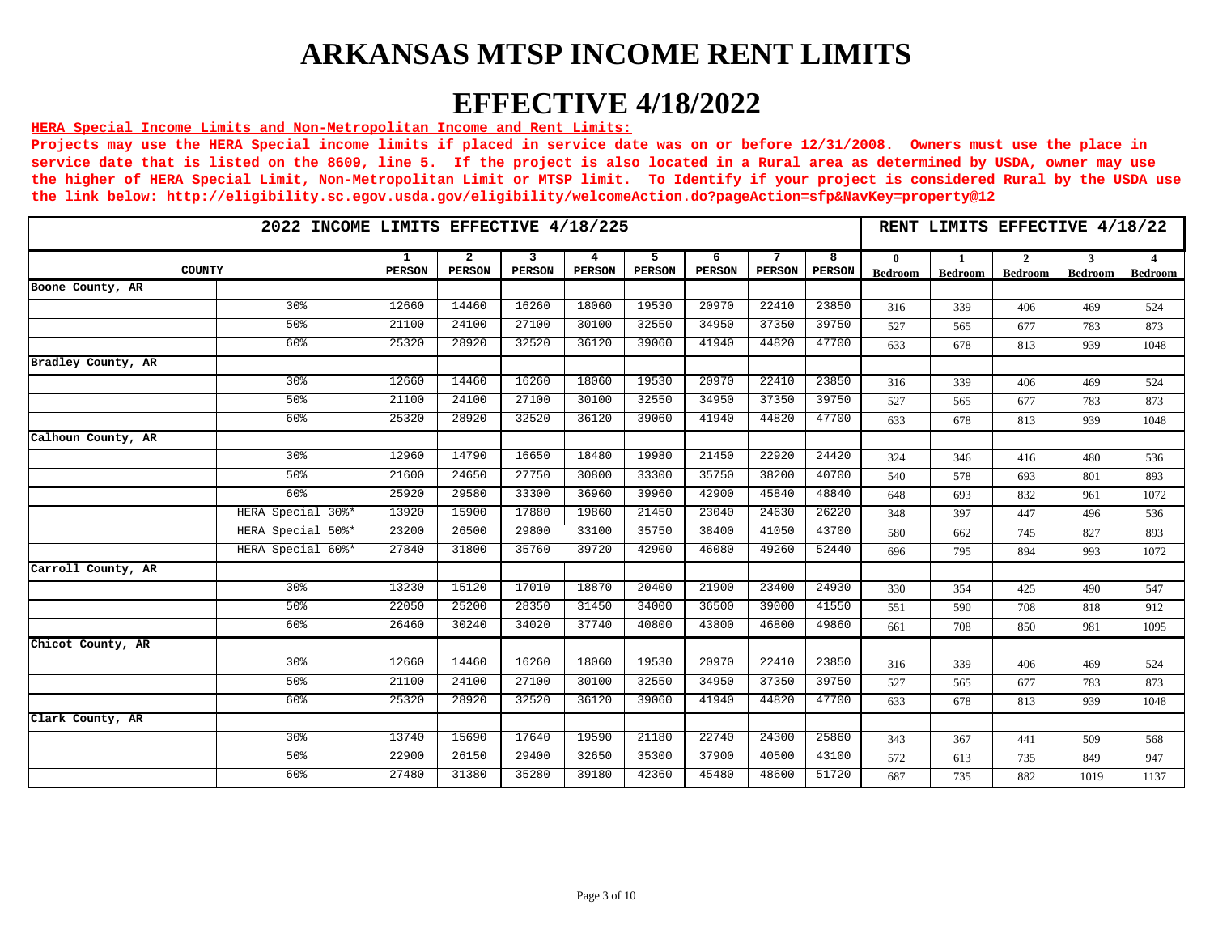# ARKANSAS MTSP INCOME RENT LIMITS

# EFFECTIVE 4/18/2022

**HERA Special Income Limits and Non-Metropolitan Income and Rent Limits:**

**Projects may use the HERA Special income limits if placed in service date was on or before 12/31/2008. Owners must use the place in service date that is listed on the 8609, line 5. If the project is also located in a Rural area as determined by USDA, owner may use the higher of HERA Special Limit, Non-Metropolitan Limit or MTSP limit. To Identify if your project is considered Rural by the USDA use the link below: http://eligibility.sc.egov.usda.gov/eligibility/welcomeAction.do?pageAction=sfp&NavKey=property@12**

| 2022 INCOME LIMITS EFFECTIVE 4/18/225 | | | | | | | | | | RENT LIMITS EFFECTIVE 4/18/22 | | | | |
|---|---|---|---|---|---|---|---|---|---|---|---|---|---|---|
| COUNTY | | 1 PERSON | 2 PERSON | 3 PERSON | 4 PERSON | 5 PERSON | 6 PERSON | 7 PERSON | 8 PERSON | 0 Bedroom | 1 Bedroom | 2 Bedroom | 3 Bedroom | 4 Bedroom |
| Boone County, AR | | | | | | | | | | | | | | |
| | 30% | 12660 | 14460 | 16260 | 18060 | 19530 | 20970 | 22410 | 23850 | 316 | 339 | 406 | 469 | 524 |
| | 50% | 21100 | 24100 | 27100 | 30100 | 32550 | 34950 | 37350 | 39750 | 527 | 565 | 677 | 783 | 873 |
| | 60% | 25320 | 28920 | 32520 | 36120 | 39060 | 41940 | 44820 | 47700 | 633 | 678 | 813 | 939 | 1048 |
| Bradley County, AR | | | | | | | | | | | | | | |
| | 30% | 12660 | 14460 | 16260 | 18060 | 19530 | 20970 | 22410 | 23850 | 316 | 339 | 406 | 469 | 524 |
| | 50% | 21100 | 24100 | 27100 | 30100 | 32550 | 34950 | 37350 | 39750 | 527 | 565 | 677 | 783 | 873 |
| | 60% | 25320 | 28920 | 32520 | 36120 | 39060 | 41940 | 44820 | 47700 | 633 | 678 | 813 | 939 | 1048 |
| Calhoun County, AR | | | | | | | | | | | | | | |
| | 30% | 12960 | 14790 | 16650 | 18480 | 19980 | 21450 | 22920 | 24420 | 324 | 346 | 416 | 480 | 536 |
| | 50% | 21600 | 24650 | 27750 | 30800 | 33300 | 35750 | 38200 | 40700 | 540 | 578 | 693 | 801 | 893 |
| | 60% | 25920 | 29580 | 33300 | 36960 | 39960 | 42900 | 45840 | 48840 | 648 | 693 | 832 | 961 | 1072 |
| | HERA Special 30%* | 13920 | 15900 | 17880 | 19860 | 21450 | 23040 | 24630 | 26220 | 348 | 397 | 447 | 496 | 536 |
| | HERA Special 50%* | 23200 | 26500 | 29800 | 33100 | 35750 | 38400 | 41050 | 43700 | 580 | 662 | 745 | 827 | 893 |
| | HERA Special 60%* | 27840 | 31800 | 35760 | 39720 | 42900 | 46080 | 49260 | 52440 | 696 | 795 | 894 | 993 | 1072 |
| Carroll County, AR | | | | | | | | | | | | | | |
| | 30% | 13230 | 15120 | 17010 | 18870 | 20400 | 21900 | 23400 | 24930 | 330 | 354 | 425 | 490 | 547 |
| | 50% | 22050 | 25200 | 28350 | 31450 | 34000 | 36500 | 39000 | 41550 | 551 | 590 | 708 | 818 | 912 |
| | 60% | 26460 | 30240 | 34020 | 37740 | 40800 | 43800 | 46800 | 49860 | 661 | 708 | 850 | 981 | 1095 |
| Chicot County, AR | | | | | | | | | | | | | | |
| | 30% | 12660 | 14460 | 16260 | 18060 | 19530 | 20970 | 22410 | 23850 | 316 | 339 | 406 | 469 | 524 |
| | 50% | 21100 | 24100 | 27100 | 30100 | 32550 | 34950 | 37350 | 39750 | 527 | 565 | 677 | 783 | 873 |
| | 60% | 25320 | 28920 | 32520 | 36120 | 39060 | 41940 | 44820 | 47700 | 633 | 678 | 813 | 939 | 1048 |
| Clark County, AR | | | | | | | | | | | | | | |
| | 30% | 13740 | 15690 | 17640 | 19590 | 21180 | 22740 | 24300 | 25860 | 343 | 367 | 441 | 509 | 568 |
| | 50% | 22900 | 26150 | 29400 | 32650 | 35300 | 37900 | 40500 | 43100 | 572 | 613 | 735 | 849 | 947 |
| | 60% | 27480 | 31380 | 35280 | 39180 | 42360 | 45480 | 48600 | 51720 | 687 | 735 | 882 | 1019 | 1137 |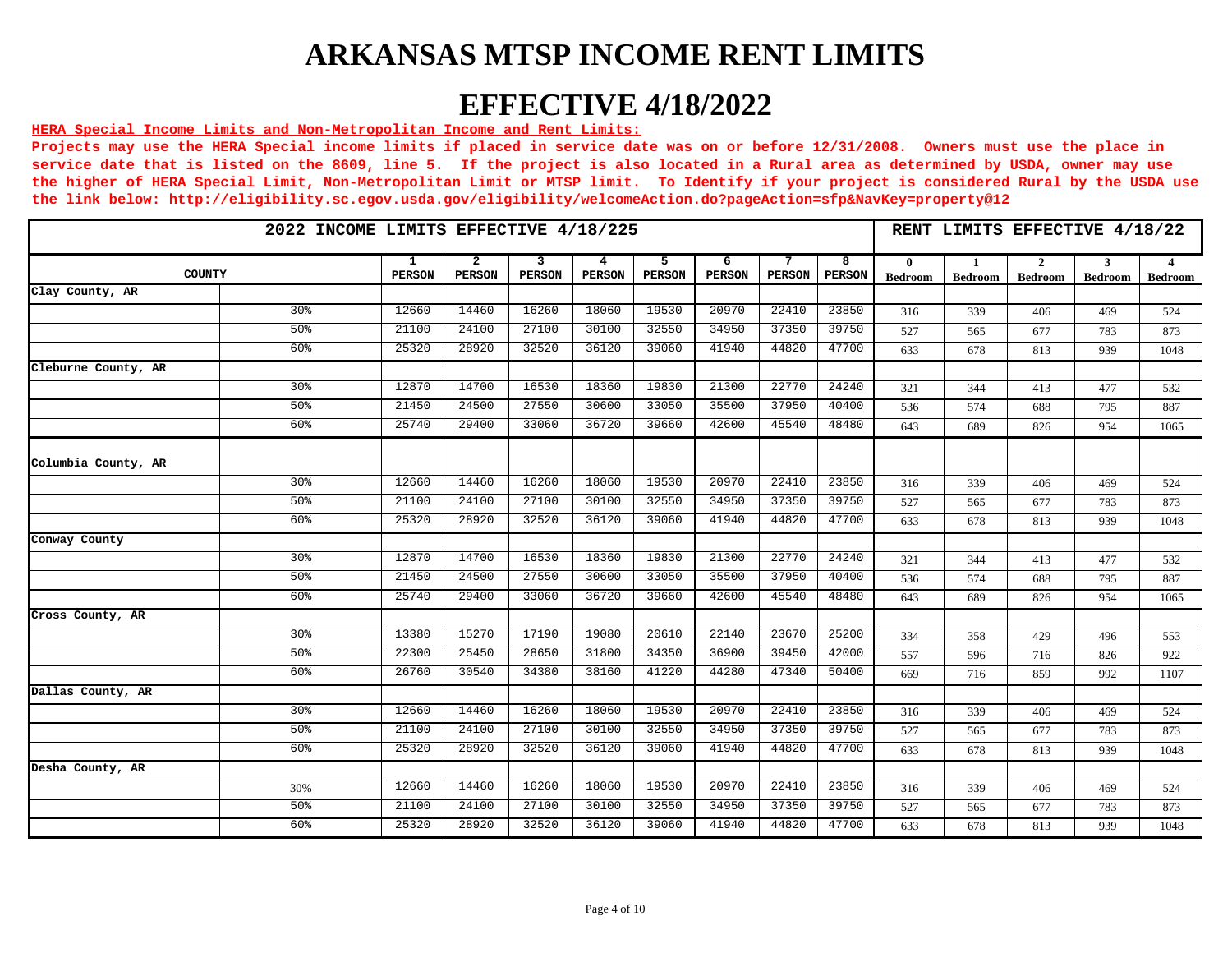# ARKANSAS MTSP INCOME RENT LIMITS

# EFFECTIVE 4/18/2022

**HERA Special Income Limits and Non-Metropolitan Income and Rent Limits:**

**Projects may use the HERA Special income limits if placed in service date was on or before 12/31/2008. Owners must use the place in service date that is listed on the 8609, line 5. If the project is also located in a Rural area as determined by USDA, owner may use the higher of HERA Special Limit, Non-Metropolitan Limit or MTSP limit. To Identify if your project is considered Rural by the USDA use the link below: http://eligibility.sc.egov.usda.gov/eligibility/welcomeAction.do?pageAction=sfp&NavKey=property@12**

| 2022 INCOME LIMITS EFFECTIVE 4/18/225 | | | | | | | | | | RENT LIMITS EFFECTIVE 4/18/22 | | | | |
|---|---|---|---|---|---|---|---|---|---|---|---|---|---|---|
| COUNTY | | 1 PERSON | 2 PERSON | 3 PERSON | 4 PERSON | 5 PERSON | 6 PERSON | 7 PERSON | 8 PERSON | 0 Bedroom | 1 Bedroom | 2 Bedroom | 3 Bedroom | 4 Bedroom |
| Clay County, AR | | | | | | | | | | | | | | |
| | 30% | 12660 | 14460 | 16260 | 18060 | 19530 | 20970 | 22410 | 23850 | 316 | 339 | 406 | 469 | 524 |
| | 50% | 21100 | 24100 | 27100 | 30100 | 32550 | 34950 | 37350 | 39750 | 527 | 565 | 677 | 783 | 873 |
| | 60% | 25320 | 28920 | 32520 | 36120 | 39060 | 41940 | 44820 | 47700 | 633 | 678 | 813 | 939 | 1048 |
| Cleburne County, AR | | | | | | | | | | | | | | |
| | 30% | 12870 | 14700 | 16530 | 18360 | 19830 | 21300 | 22770 | 24240 | 321 | 344 | 413 | 477 | 532 |
| | 50% | 21450 | 24500 | 27550 | 30600 | 33050 | 35500 | 37950 | 40400 | 536 | 574 | 688 | 795 | 887 |
| | 60% | 25740 | 29400 | 33060 | 36720 | 39660 | 42600 | 45540 | 48480 | 643 | 689 | 826 | 954 | 1065 |
| Columbia County, AR | | | | | | | | | | | | | | |
| | 30% | 12660 | 14460 | 16260 | 18060 | 19530 | 20970 | 22410 | 23850 | 316 | 339 | 406 | 469 | 524 |
| | 50% | 21100 | 24100 | 27100 | 30100 | 32550 | 34950 | 37350 | 39750 | 527 | 565 | 677 | 783 | 873 |
| | 60% | 25320 | 28920 | 32520 | 36120 | 39060 | 41940 | 44820 | 47700 | 633 | 678 | 813 | 939 | 1048 |
| Conway County | | | | | | | | | | | | | | |
| | 30% | 12870 | 14700 | 16530 | 18360 | 19830 | 21300 | 22770 | 24240 | 321 | 344 | 413 | 477 | 532 |
| | 50% | 21450 | 24500 | 27550 | 30600 | 33050 | 35500 | 37950 | 40400 | 536 | 574 | 688 | 795 | 887 |
| | 60% | 25740 | 29400 | 33060 | 36720 | 39660 | 42600 | 45540 | 48480 | 643 | 689 | 826 | 954 | 1065 |
| Cross County, AR | | | | | | | | | | | | | | |
| | 30% | 13380 | 15270 | 17190 | 19080 | 20610 | 22140 | 23670 | 25200 | 334 | 358 | 429 | 496 | 553 |
| | 50% | 22300 | 25450 | 28650 | 31800 | 34350 | 36900 | 39450 | 42000 | 557 | 596 | 716 | 826 | 922 |
| | 60% | 26760 | 30540 | 34380 | 38160 | 41220 | 44280 | 47340 | 50400 | 669 | 716 | 859 | 992 | 1107 |
| Dallas County, AR | | | | | | | | | | | | | | |
| | 30% | 12660 | 14460 | 16260 | 18060 | 19530 | 20970 | 22410 | 23850 | 316 | 339 | 406 | 469 | 524 |
| | 50% | 21100 | 24100 | 27100 | 30100 | 32550 | 34950 | 37350 | 39750 | 527 | 565 | 677 | 783 | 873 |
| | 60% | 25320 | 28920 | 32520 | 36120 | 39060 | 41940 | 44820 | 47700 | 633 | 678 | 813 | 939 | 1048 |
| Desha County, AR | | | | | | | | | | | | | | |
| | 30% | 12660 | 14460 | 16260 | 18060 | 19530 | 20970 | 22410 | 23850 | 316 | 339 | 406 | 469 | 524 |
| | 50% | 21100 | 24100 | 27100 | 30100 | 32550 | 34950 | 37350 | 39750 | 527 | 565 | 677 | 783 | 873 |
| | 60% | 25320 | 28920 | 32520 | 36120 | 39060 | 41940 | 44820 | 47700 | 633 | 678 | 813 | 939 | 1048 |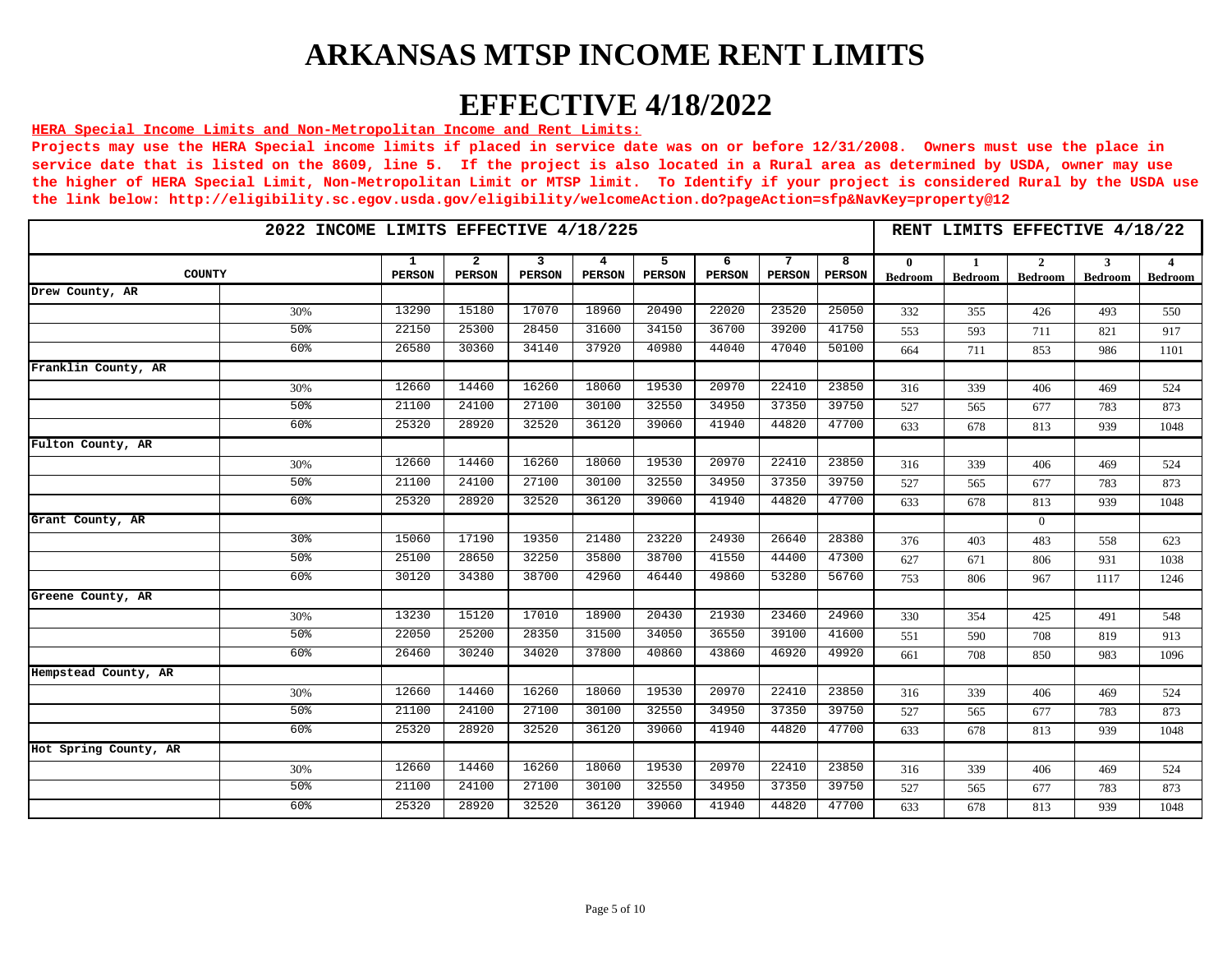# ARKANSAS MTSP INCOME RENT LIMITS

# EFFECTIVE 4/18/2022

**HERA Special Income Limits and Non-Metropolitan Income and Rent Limits:**

**Projects may use the HERA Special income limits if placed in service date was on or before 12/31/2008. Owners must use the place in service date that is listed on the 8609, line 5. If the project is also located in a Rural area as determined by USDA, owner may use the higher of HERA Special Limit, Non-Metropolitan Limit or MTSP limit. To Identify if your project is considered Rural by the USDA use the link below: http://eligibility.sc.egov.usda.gov/eligibility/welcomeAction.do?pageAction=sfp&NavKey=property@12**

| 2022 INCOME LIMITS EFFECTIVE 4/18/225 | | | | | | | | | | RENT LIMITS EFFECTIVE 4/18/22 | | | | |
|---|---|---|---|---|---|---|---|---|---|---|---|---|---|---|
| COUNTY | | 1 PERSON | 2 PERSON | 3 PERSON | 4 PERSON | 5 PERSON | 6 PERSON | 7 PERSON | 8 PERSON | 0 Bedroom | 1 Bedroom | 2 Bedroom | 3 Bedroom | 4 Bedroom |
| Drew County, AR | | | | | | | | | | | | | | |
| | 30% | 13290 | 15180 | 17070 | 18960 | 20490 | 22020 | 23520 | 25050 | 332 | 355 | 426 | 493 | 550 |
| | 50% | 22150 | 25300 | 28450 | 31600 | 34150 | 36700 | 39200 | 41750 | 553 | 593 | 711 | 821 | 917 |
| | 60% | 26580 | 30360 | 34140 | 37920 | 40980 | 44040 | 47040 | 50100 | 664 | 711 | 853 | 986 | 1101 |
| Franklin County, AR | | | | | | | | | | | | | | |
| | 30% | 12660 | 14460 | 16260 | 18060 | 19530 | 20970 | 22410 | 23850 | 316 | 339 | 406 | 469 | 524 |
| | 50% | 21100 | 24100 | 27100 | 30100 | 32550 | 34950 | 37350 | 39750 | 527 | 565 | 677 | 783 | 873 |
| | 60% | 25320 | 28920 | 32520 | 36120 | 39060 | 41940 | 44820 | 47700 | 633 | 678 | 813 | 939 | 1048 |
| Fulton County, AR | | | | | | | | | | | | | | |
| | 30% | 12660 | 14460 | 16260 | 18060 | 19530 | 20970 | 22410 | 23850 | 316 | 339 | 406 | 469 | 524 |
| | 50% | 21100 | 24100 | 27100 | 30100 | 32550 | 34950 | 37350 | 39750 | 527 | 565 | 677 | 783 | 873 |
| | 60% | 25320 | 28920 | 32520 | 36120 | 39060 | 41940 | 44820 | 47700 | 633 | 678 | 813 | 939 | 1048 |
| Grant County, AR | | | | | | | | | | | | 0 | | |
| | 30% | 15060 | 17190 | 19350 | 21480 | 23220 | 24930 | 26640 | 28380 | 376 | 403 | 483 | 558 | 623 |
| | 50% | 25100 | 28650 | 32250 | 35800 | 38700 | 41550 | 44400 | 47300 | 627 | 671 | 806 | 931 | 1038 |
| | 60% | 30120 | 34380 | 38700 | 42960 | 46440 | 49860 | 53280 | 56760 | 753 | 806 | 967 | 1117 | 1246 |
| Greene County, AR | | | | | | | | | | | | | | |
| | 30% | 13230 | 15120 | 17010 | 18900 | 20430 | 21930 | 23460 | 24960 | 330 | 354 | 425 | 491 | 548 |
| | 50% | 22050 | 25200 | 28350 | 31500 | 34050 | 36550 | 39100 | 41600 | 551 | 590 | 708 | 819 | 913 |
| | 60% | 26460 | 30240 | 34020 | 37800 | 40860 | 43860 | 46920 | 49920 | 661 | 708 | 850 | 983 | 1096 |
| Hempstead County, AR | | | | | | | | | | | | | | |
| | 30% | 12660 | 14460 | 16260 | 18060 | 19530 | 20970 | 22410 | 23850 | 316 | 339 | 406 | 469 | 524 |
| | 50% | 21100 | 24100 | 27100 | 30100 | 32550 | 34950 | 37350 | 39750 | 527 | 565 | 677 | 783 | 873 |
| | 60% | 25320 | 28920 | 32520 | 36120 | 39060 | 41940 | 44820 | 47700 | 633 | 678 | 813 | 939 | 1048 |
| Hot Spring County, AR | | | | | | | | | | | | | | |
| | 30% | 12660 | 14460 | 16260 | 18060 | 19530 | 20970 | 22410 | 23850 | 316 | 339 | 406 | 469 | 524 |
| | 50% | 21100 | 24100 | 27100 | 30100 | 32550 | 34950 | 37350 | 39750 | 527 | 565 | 677 | 783 | 873 |
| | 60% | 25320 | 28920 | 32520 | 36120 | 39060 | 41940 | 44820 | 47700 | 633 | 678 | 813 | 939 | 1048 |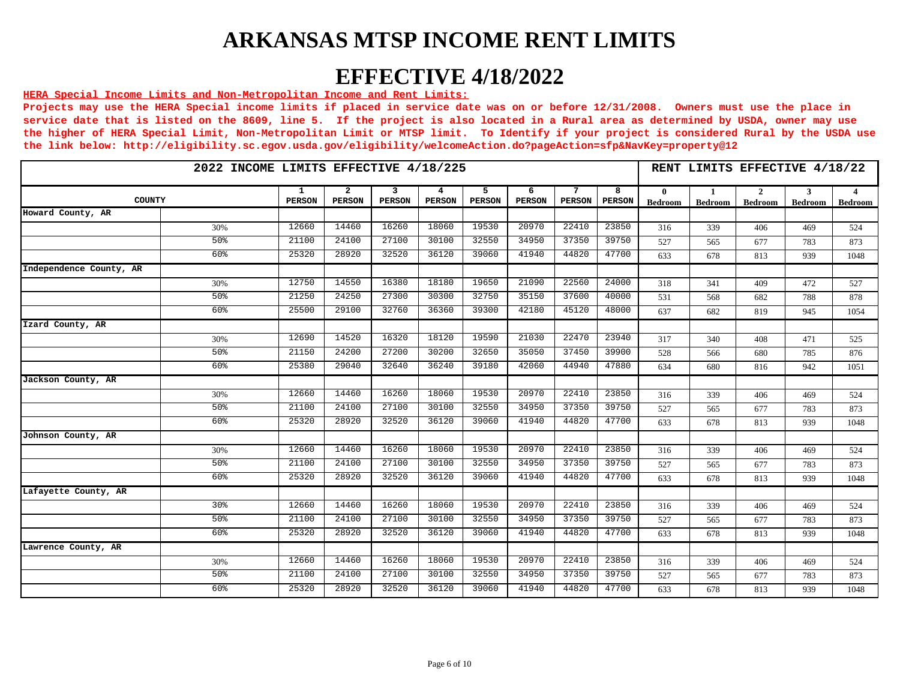# ARKANSAS MTSP INCOME RENT LIMITS

# EFFECTIVE 4/18/2022

**HERA Special Income Limits and Non-Metropolitan Income and Rent Limits:**

**Projects may use the HERA Special income limits if placed in service date was on or before 12/31/2008. Owners must use the place in service date that is listed on the 8609, line 5. If the project is also located in a Rural area as determined by USDA, owner may use the higher of HERA Special Limit, Non-Metropolitan Limit or MTSP limit. To Identify if your project is considered Rural by the USDA use the link below: http://eligibility.sc.egov.usda.gov/eligibility/welcomeAction.do?pageAction=sfp&NavKey=property@12**

| 2022 INCOME LIMITS EFFECTIVE 4/18/225 | | | | | | | | | | RENT LIMITS EFFECTIVE 4/18/22 | | | | |
|---|---|---|---|---|---|---|---|---|---|---|---|---|---|---|
| COUNTY | | 1 PERSON | 2 PERSON | 3 PERSON | 4 PERSON | 5 PERSON | 6 PERSON | 7 PERSON | 8 PERSON | 0 Bedroom | 1 Bedroom | 2 Bedroom | 3 Bedroom | 4 Bedroom |
| Howard County, AR | | | | | | | | | | | | | | |
| | 30% | 12660 | 14460 | 16260 | 18060 | 19530 | 20970 | 22410 | 23850 | 316 | 339 | 406 | 469 | 524 |
| | 50% | 21100 | 24100 | 27100 | 30100 | 32550 | 34950 | 37350 | 39750 | 527 | 565 | 677 | 783 | 873 |
| | 60% | 25320 | 28920 | 32520 | 36120 | 39060 | 41940 | 44820 | 47700 | 633 | 678 | 813 | 939 | 1048 |
| Independence County, AR | | | | | | | | | | | | | | |
| | 30% | 12750 | 14550 | 16380 | 18180 | 19650 | 21090 | 22560 | 24000 | 318 | 341 | 409 | 472 | 527 |
| | 50% | 21250 | 24250 | 27300 | 30300 | 32750 | 35150 | 37600 | 40000 | 531 | 568 | 682 | 788 | 878 |
| | 60% | 25500 | 29100 | 32760 | 36360 | 39300 | 42180 | 45120 | 48000 | 637 | 682 | 819 | 945 | 1054 |
| Izard County, AR | | | | | | | | | | | | | | |
| | 30% | 12690 | 14520 | 16320 | 18120 | 19590 | 21030 | 22470 | 23940 | 317 | 340 | 408 | 471 | 525 |
| | 50% | 21150 | 24200 | 27200 | 30200 | 32650 | 35050 | 37450 | 39900 | 528 | 566 | 680 | 785 | 876 |
| | 60% | 25380 | 29040 | 32640 | 36240 | 39180 | 42060 | 44940 | 47880 | 634 | 680 | 816 | 942 | 1051 |
| Jackson County, AR | | | | | | | | | | | | | | |
| | 30% | 12660 | 14460 | 16260 | 18060 | 19530 | 20970 | 22410 | 23850 | 316 | 339 | 406 | 469 | 524 |
| | 50% | 21100 | 24100 | 27100 | 30100 | 32550 | 34950 | 37350 | 39750 | 527 | 565 | 677 | 783 | 873 |
| | 60% | 25320 | 28920 | 32520 | 36120 | 39060 | 41940 | 44820 | 47700 | 633 | 678 | 813 | 939 | 1048 |
| Johnson County, AR | | | | | | | | | | | | | | |
| | 30% | 12660 | 14460 | 16260 | 18060 | 19530 | 20970 | 22410 | 23850 | 316 | 339 | 406 | 469 | 524 |
| | 50% | 21100 | 24100 | 27100 | 30100 | 32550 | 34950 | 37350 | 39750 | 527 | 565 | 677 | 783 | 873 |
| | 60% | 25320 | 28920 | 32520 | 36120 | 39060 | 41940 | 44820 | 47700 | 633 | 678 | 813 | 939 | 1048 |
| Lafayette County, AR | | | | | | | | | | | | | | |
| | 30% | 12660 | 14460 | 16260 | 18060 | 19530 | 20970 | 22410 | 23850 | 316 | 339 | 406 | 469 | 524 |
| | 50% | 21100 | 24100 | 27100 | 30100 | 32550 | 34950 | 37350 | 39750 | 527 | 565 | 677 | 783 | 873 |
| | 60% | 25320 | 28920 | 32520 | 36120 | 39060 | 41940 | 44820 | 47700 | 633 | 678 | 813 | 939 | 1048 |
| Lawrence County, AR | | | | | | | | | | | | | | |
| | 30% | 12660 | 14460 | 16260 | 18060 | 19530 | 20970 | 22410 | 23850 | 316 | 339 | 406 | 469 | 524 |
| | 50% | 21100 | 24100 | 27100 | 30100 | 32550 | 34950 | 37350 | 39750 | 527 | 565 | 677 | 783 | 873 |
| | 60% | 25320 | 28920 | 32520 | 36120 | 39060 | 41940 | 44820 | 47700 | 633 | 678 | 813 | 939 | 1048 |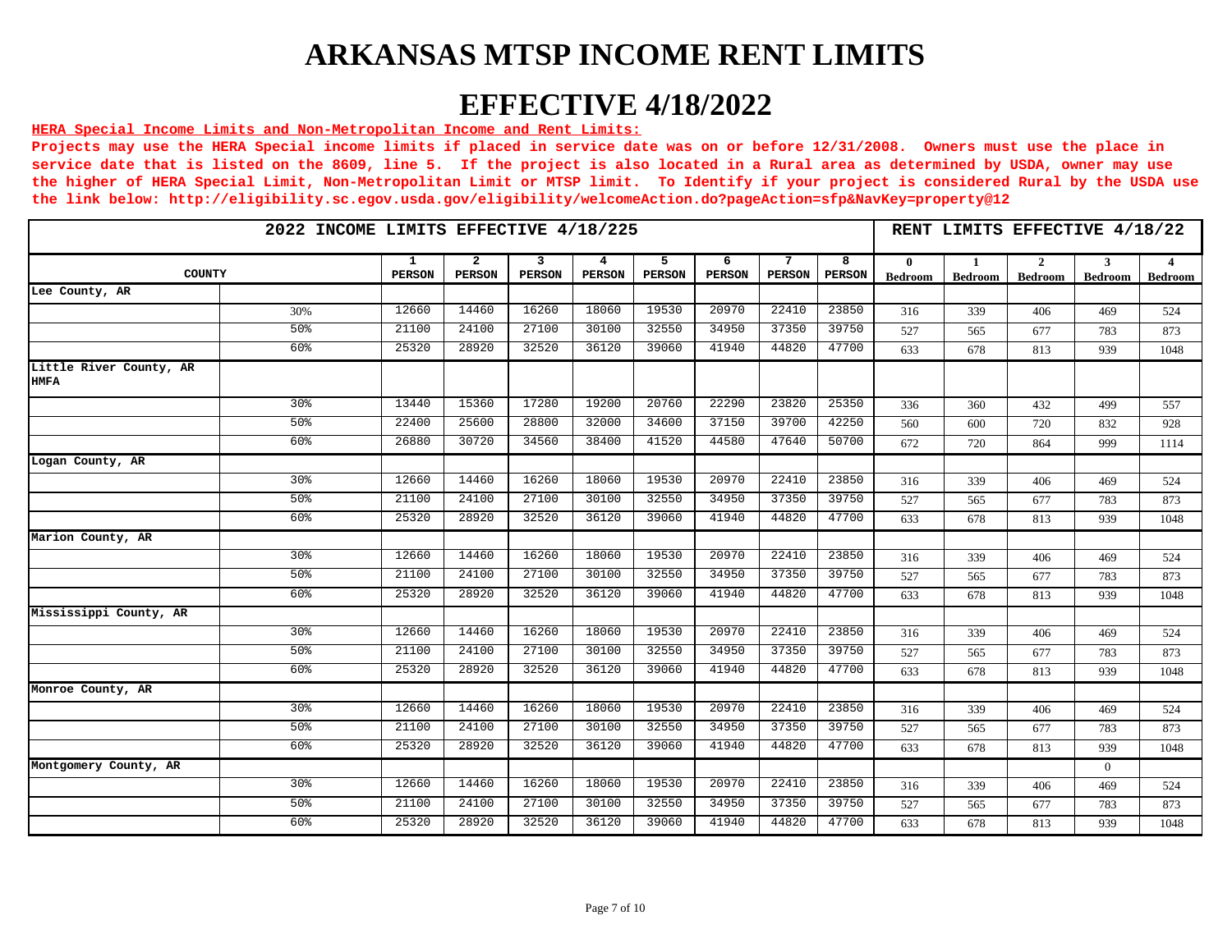# ARKANSAS MTSP INCOME RENT LIMITS

# EFFECTIVE 4/18/2022

**HERA Special Income Limits and Non-Metropolitan Income and Rent Limits:**

**Projects may use the HERA Special income limits if placed in service date was on or before 12/31/2008. Owners must use the place in service date that is listed on the 8609, line 5. If the project is also located in a Rural area as determined by USDA, owner may use the higher of HERA Special Limit, Non-Metropolitan Limit or MTSP limit. To Identify if your project is considered Rural by the USDA use the link below: http://eligibility.sc.egov.usda.gov/eligibility/welcomeAction.do?pageAction=sfp&NavKey=property@12**

| 2022 INCOME LIMITS EFFECTIVE 4/18/225 | | | | | | | | | | RENT LIMITS EFFECTIVE 4/18/22 | | | | |
|---|---|---|---|---|---|---|---|---|---|---|---|---|---|---|
| COUNTY | | 1 PERSON | 2 PERSON | 3 PERSON | 4 PERSON | 5 PERSON | 6 PERSON | 7 PERSON | 8 PERSON | 0 Bedroom | 1 Bedroom | 2 Bedroom | 3 Bedroom | 4 Bedroom |
| Lee County, AR | | | | | | | | | | | | | | |
| | 30% | 12660 | 14460 | 16260 | 18060 | 19530 | 20970 | 22410 | 23850 | 316 | 339 | 406 | 469 | 524 |
| | 50% | 21100 | 24100 | 27100 | 30100 | 32550 | 34950 | 37350 | 39750 | 527 | 565 | 677 | 783 | 873 |
| | 60% | 25320 | 28920 | 32520 | 36120 | 39060 | 41940 | 44820 | 47700 | 633 | 678 | 813 | 939 | 1048 |
| Little River County, AR HMFA | | | | | | | | | | | | | | |
| | 30% | 13440 | 15360 | 17280 | 19200 | 20760 | 22290 | 23820 | 25350 | 336 | 360 | 432 | 499 | 557 |
| | 50% | 22400 | 25600 | 28800 | 32000 | 34600 | 37150 | 39700 | 42250 | 560 | 600 | 720 | 832 | 928 |
| | 60% | 26880 | 30720 | 34560 | 38400 | 41520 | 44580 | 47640 | 50700 | 672 | 720 | 864 | 999 | 1114 |
| Logan County, AR | | | | | | | | | | | | | | |
| | 30% | 12660 | 14460 | 16260 | 18060 | 19530 | 20970 | 22410 | 23850 | 316 | 339 | 406 | 469 | 524 |
| | 50% | 21100 | 24100 | 27100 | 30100 | 32550 | 34950 | 37350 | 39750 | 527 | 565 | 677 | 783 | 873 |
| | 60% | 25320 | 28920 | 32520 | 36120 | 39060 | 41940 | 44820 | 47700 | 633 | 678 | 813 | 939 | 1048 |
| Marion County, AR | | | | | | | | | | | | | | |
| | 30% | 12660 | 14460 | 16260 | 18060 | 19530 | 20970 | 22410 | 23850 | 316 | 339 | 406 | 469 | 524 |
| | 50% | 21100 | 24100 | 27100 | 30100 | 32550 | 34950 | 37350 | 39750 | 527 | 565 | 677 | 783 | 873 |
| | 60% | 25320 | 28920 | 32520 | 36120 | 39060 | 41940 | 44820 | 47700 | 633 | 678 | 813 | 939 | 1048 |
| Mississippi County, AR | | | | | | | | | | | | | | |
| | 30% | 12660 | 14460 | 16260 | 18060 | 19530 | 20970 | 22410 | 23850 | 316 | 339 | 406 | 469 | 524 |
| | 50% | 21100 | 24100 | 27100 | 30100 | 32550 | 34950 | 37350 | 39750 | 527 | 565 | 677 | 783 | 873 |
| | 60% | 25320 | 28920 | 32520 | 36120 | 39060 | 41940 | 44820 | 47700 | 633 | 678 | 813 | 939 | 1048 |
| Monroe County, AR | | | | | | | | | | | | | | |
| | 30% | 12660 | 14460 | 16260 | 18060 | 19530 | 20970 | 22410 | 23850 | 316 | 339 | 406 | 469 | 524 |
| | 50% | 21100 | 24100 | 27100 | 30100 | 32550 | 34950 | 37350 | 39750 | 527 | 565 | 677 | 783 | 873 |
| | 60% | 25320 | 28920 | 32520 | 36120 | 39060 | 41940 | 44820 | 47700 | 633 | 678 | 813 | 939 | 1048 |
| Montgomery County, AR | | | | | | | | | | | | | 0 | |
| | 30% | 12660 | 14460 | 16260 | 18060 | 19530 | 20970 | 22410 | 23850 | 316 | 339 | 406 | 469 | 524 |
| | 50% | 21100 | 24100 | 27100 | 30100 | 32550 | 34950 | 37350 | 39750 | 527 | 565 | 677 | 783 | 873 |
| | 60% | 25320 | 28920 | 32520 | 36120 | 39060 | 41940 | 44820 | 47700 | 633 | 678 | 813 | 939 | 1048 |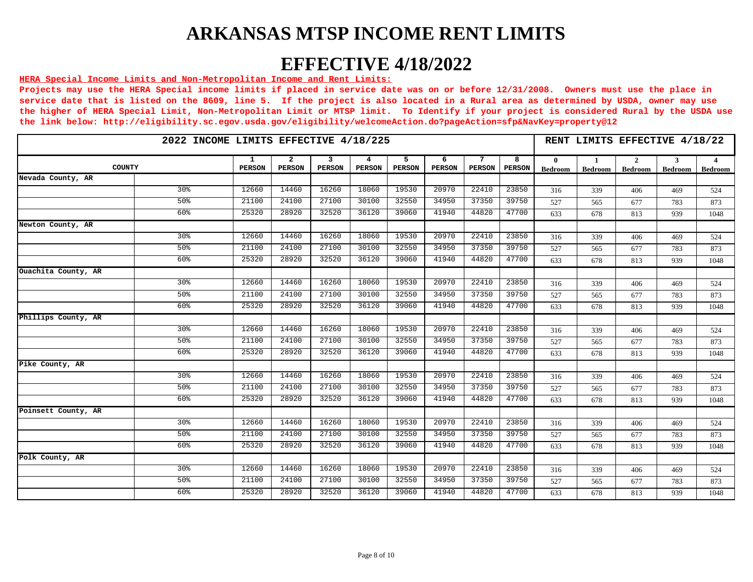# ARKANSAS MTSP INCOME RENT LIMITS

# EFFECTIVE 4/18/2022

**HERA Special Income Limits and Non-Metropolitan Income and Rent Limits:**

**Projects may use the HERA Special income limits if placed in service date was on or before 12/31/2008. Owners must use the place in service date that is listed on the 8609, line 5. If the project is also located in a Rural area as determined by USDA, owner may use the higher of HERA Special Limit, Non-Metropolitan Limit or MTSP limit. To Identify if your project is considered Rural by the USDA use the link below: http://eligibility.sc.egov.usda.gov/eligibility/welcomeAction.do?pageAction=sfp&NavKey=property@12**

| 2022 INCOME LIMITS EFFECTIVE 4/18/225 | | | | | | | | | | RENT LIMITS EFFECTIVE 4/18/22 | | | | |
|---|---|---|---|---|---|---|---|---|---|---|---|---|---|---|
| COUNTY | | 1 PERSON | 2 PERSON | 3 PERSON | 4 PERSON | 5 PERSON | 6 PERSON | 7 PERSON | 8 PERSON | 0 Bedroom | 1 Bedroom | 2 Bedroom | 3 Bedroom | 4 Bedroom |
| Nevada County, AR | | | | | | | | | | | | | | |
| | 30% | 12660 | 14460 | 16260 | 18060 | 19530 | 20970 | 22410 | 23850 | 316 | 339 | 406 | 469 | 524 |
| | 50% | 21100 | 24100 | 27100 | 30100 | 32550 | 34950 | 37350 | 39750 | 527 | 565 | 677 | 783 | 873 |
| | 60% | 25320 | 28920 | 32520 | 36120 | 39060 | 41940 | 44820 | 47700 | 633 | 678 | 813 | 939 | 1048 |
| Newton County, AR | | | | | | | | | | | | | | |
| | 30% | 12660 | 14460 | 16260 | 18060 | 19530 | 20970 | 22410 | 23850 | 316 | 339 | 406 | 469 | 524 |
| | 50% | 21100 | 24100 | 27100 | 30100 | 32550 | 34950 | 37350 | 39750 | 527 | 565 | 677 | 783 | 873 |
| | 60% | 25320 | 28920 | 32520 | 36120 | 39060 | 41940 | 44820 | 47700 | 633 | 678 | 813 | 939 | 1048 |
| Ouachita County, AR | | | | | | | | | | | | | | |
| | 30% | 12660 | 14460 | 16260 | 18060 | 19530 | 20970 | 22410 | 23850 | 316 | 339 | 406 | 469 | 524 |
| | 50% | 21100 | 24100 | 27100 | 30100 | 32550 | 34950 | 37350 | 39750 | 527 | 565 | 677 | 783 | 873 |
| | 60% | 25320 | 28920 | 32520 | 36120 | 39060 | 41940 | 44820 | 47700 | 633 | 678 | 813 | 939 | 1048 |
| Phillips County, AR | | | | | | | | | | | | | | |
| | 30% | 12660 | 14460 | 16260 | 18060 | 19530 | 20970 | 22410 | 23850 | 316 | 339 | 406 | 469 | 524 |
| | 50% | 21100 | 24100 | 27100 | 30100 | 32550 | 34950 | 37350 | 39750 | 527 | 565 | 677 | 783 | 873 |
| | 60% | 25320 | 28920 | 32520 | 36120 | 39060 | 41940 | 44820 | 47700 | 633 | 678 | 813 | 939 | 1048 |
| Pike County, AR | | | | | | | | | | | | | | |
| | 30% | 12660 | 14460 | 16260 | 18060 | 19530 | 20970 | 22410 | 23850 | 316 | 339 | 406 | 469 | 524 |
| | 50% | 21100 | 24100 | 27100 | 30100 | 32550 | 34950 | 37350 | 39750 | 527 | 565 | 677 | 783 | 873 |
| | 60% | 25320 | 28920 | 32520 | 36120 | 39060 | 41940 | 44820 | 47700 | 633 | 678 | 813 | 939 | 1048 |
| Poinsett County, AR | | | | | | | | | | | | | | |
| | 30% | 12660 | 14460 | 16260 | 18060 | 19530 | 20970 | 22410 | 23850 | 316 | 339 | 406 | 469 | 524 |
| | 50% | 21100 | 24100 | 27100 | 30100 | 32550 | 34950 | 37350 | 39750 | 527 | 565 | 677 | 783 | 873 |
| | 60% | 25320 | 28920 | 32520 | 36120 | 39060 | 41940 | 44820 | 47700 | 633 | 678 | 813 | 939 | 1048 |
| Polk County, AR | | | | | | | | | | | | | | |
| | 30% | 12660 | 14460 | 16260 | 18060 | 19530 | 20970 | 22410 | 23850 | 316 | 339 | 406 | 469 | 524 |
| | 50% | 21100 | 24100 | 27100 | 30100 | 32550 | 34950 | 37350 | 39750 | 527 | 565 | 677 | 783 | 873 |
| | 60% | 25320 | 28920 | 32520 | 36120 | 39060 | 41940 | 44820 | 47700 | 633 | 678 | 813 | 939 | 1048 |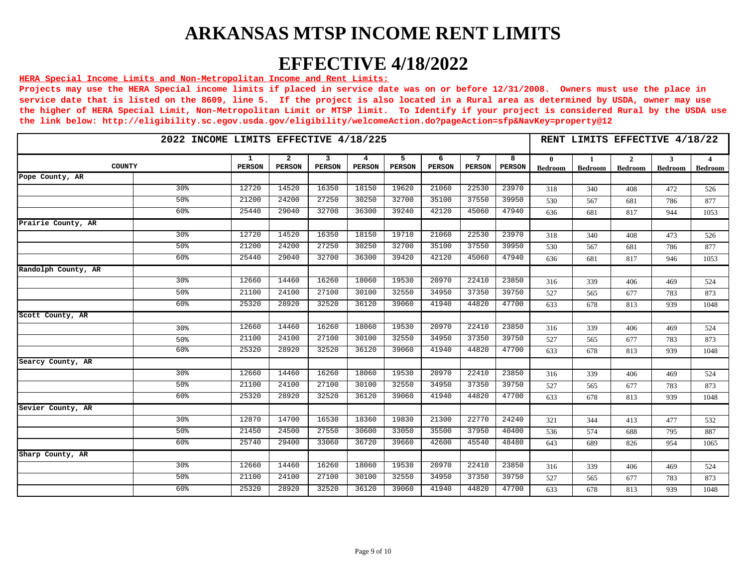# ARKANSAS MTSP INCOME RENT LIMITS

# EFFECTIVE 4/18/2022

**HERA Special Income Limits and Non-Metropolitan Income and Rent Limits:**

**Projects may use the HERA Special income limits if placed in service date was on or before 12/31/2008. Owners must use the place in service date that is listed on the 8609, line 5. If the project is also located in a Rural area as determined by USDA, owner may use the higher of HERA Special Limit, Non-Metropolitan Limit or MTSP limit. To Identify if your project is considered Rural by the USDA use the link below: http://eligibility.sc.egov.usda.gov/eligibility/welcomeAction.do?pageAction=sfp&NavKey=property@12**

| 2022 INCOME LIMITS EFFECTIVE 4/18/225 | | | | | | | | | | RENT LIMITS EFFECTIVE 4/18/22 | | | | |
|---|---|---|---|---|---|---|---|---|---|---|---|---|---|---|
| COUNTY | | 1 PERSON | 2 PERSON | 3 PERSON | 4 PERSON | 5 PERSON | 6 PERSON | 7 PERSON | 8 PERSON | 0 Bedroom | 1 Bedroom | 2 Bedroom | 3 Bedroom | 4 Bedroom |
| Pope County, AR | | | | | | | | | | | | | | |
| | 30% | 12720 | 14520 | 16350 | 18150 | 19620 | 21060 | 22530 | 23970 | 318 | 340 | 408 | 472 | 526 |
| | 50% | 21200 | 24200 | 27250 | 30250 | 32700 | 35100 | 37550 | 39950 | 530 | 567 | 681 | 786 | 877 |
| | 60% | 25440 | 29040 | 32700 | 36300 | 39240 | 42120 | 45060 | 47940 | 636 | 681 | 817 | 944 | 1053 |
| Prairie County, AR | | | | | | | | | | | | | | |
| | 30% | 12720 | 14520 | 16350 | 18150 | 19710 | 21060 | 22530 | 23970 | 318 | 340 | 408 | 473 | 526 |
| | 50% | 21200 | 24200 | 27250 | 30250 | 32700 | 35100 | 37550 | 39950 | 530 | 567 | 681 | 786 | 877 |
| | 60% | 25440 | 29040 | 32700 | 36300 | 39420 | 42120 | 45060 | 47940 | 636 | 681 | 817 | 946 | 1053 |
| Randolph County, AR | | | | | | | | | | | | | | |
| | 30% | 12660 | 14460 | 16260 | 18060 | 19530 | 20970 | 22410 | 23850 | 316 | 339 | 406 | 469 | 524 |
| | 50% | 21100 | 24100 | 27100 | 30100 | 32550 | 34950 | 37350 | 39750 | 527 | 565 | 677 | 783 | 873 |
| | 60% | 25320 | 28920 | 32520 | 36120 | 39060 | 41940 | 44820 | 47700 | 633 | 678 | 813 | 939 | 1048 |
| Scott County, AR | | | | | | | | | | | | | | |
| | 30% | 12660 | 14460 | 16260 | 18060 | 19530 | 20970 | 22410 | 23850 | 316 | 339 | 406 | 469 | 524 |
| | 50% | 21100 | 24100 | 27100 | 30100 | 32550 | 34950 | 37350 | 39750 | 527 | 565 | 677 | 783 | 873 |
| | 60% | 25320 | 28920 | 32520 | 36120 | 39060 | 41940 | 44820 | 47700 | 633 | 678 | 813 | 939 | 1048 |
| Searcy County, AR | | | | | | | | | | | | | | |
| | 30% | 12660 | 14460 | 16260 | 18060 | 19530 | 20970 | 22410 | 23850 | 316 | 339 | 406 | 469 | 524 |
| | 50% | 21100 | 24100 | 27100 | 30100 | 32550 | 34950 | 37350 | 39750 | 527 | 565 | 677 | 783 | 873 |
| | 60% | 25320 | 28920 | 32520 | 36120 | 39060 | 41940 | 44820 | 47700 | 633 | 678 | 813 | 939 | 1048 |
| Sevier County, AR | | | | | | | | | | | | | | |
| | 30% | 12870 | 14700 | 16530 | 18360 | 19830 | 21300 | 22770 | 24240 | 321 | 344 | 413 | 477 | 532 |
| | 50% | 21450 | 24500 | 27550 | 30600 | 33050 | 35500 | 37950 | 40400 | 536 | 574 | 688 | 795 | 887 |
| | 60% | 25740 | 29400 | 33060 | 36720 | 39660 | 42600 | 45540 | 48480 | 643 | 689 | 826 | 954 | 1065 |
| Sharp County, AR | | | | | | | | | | | | | | |
| | 30% | 12660 | 14460 | 16260 | 18060 | 19530 | 20970 | 22410 | 23850 | 316 | 339 | 406 | 469 | 524 |
| | 50% | 21100 | 24100 | 27100 | 30100 | 32550 | 34950 | 37350 | 39750 | 527 | 565 | 677 | 783 | 873 |
| | 60% | 25320 | 28920 | 32520 | 36120 | 39060 | 41940 | 44820 | 47700 | 633 | 678 | 813 | 939 | 1048 |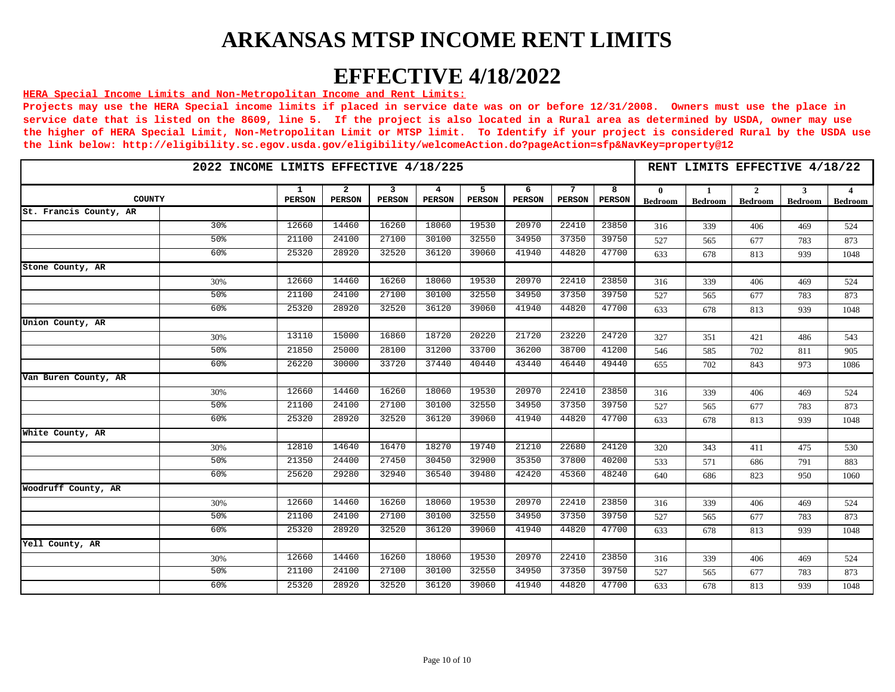# ARKANSAS MTSP INCOME RENT LIMITS

# EFFECTIVE 4/18/2022

**HERA Special Income Limits and Non-Metropolitan Income and Rent Limits:**

**Projects may use the HERA Special income limits if placed in service date was on or before 12/31/2008. Owners must use the place in service date that is listed on the 8609, line 5. If the project is also located in a Rural area as determined by USDA, owner may use the higher of HERA Special Limit, Non-Metropolitan Limit or MTSP limit. To Identify if your project is considered Rural by the USDA use the link below: http://eligibility.sc.egov.usda.gov/eligibility/welcomeAction.do?pageAction=sfp&NavKey=property@12**

| 2022 INCOME LIMITS EFFECTIVE 4/18/225 | | | | | | | | | | RENT LIMITS EFFECTIVE 4/18/22 | | | | |
|---|---|---|---|---|---|---|---|---|---|---|---|---|---|---|
| COUNTY | | 1 PERSON | 2 PERSON | 3 PERSON | 4 PERSON | 5 PERSON | 6 PERSON | 7 PERSON | 8 PERSON | 0 Bedroom | 1 Bedroom | 2 Bedroom | 3 Bedroom | 4 Bedroom |
| St. Francis County, AR | | | | | | | | | | | | | | |
| | 30% | 12660 | 14460 | 16260 | 18060 | 19530 | 20970 | 22410 | 23850 | 316 | 339 | 406 | 469 | 524 |
| | 50% | 21100 | 24100 | 27100 | 30100 | 32550 | 34950 | 37350 | 39750 | 527 | 565 | 677 | 783 | 873 |
| | 60% | 25320 | 28920 | 32520 | 36120 | 39060 | 41940 | 44820 | 47700 | 633 | 678 | 813 | 939 | 1048 |
| Stone County, AR | | | | | | | | | | | | | | |
| | 30% | 12660 | 14460 | 16260 | 18060 | 19530 | 20970 | 22410 | 23850 | 316 | 339 | 406 | 469 | 524 |
| | 50% | 21100 | 24100 | 27100 | 30100 | 32550 | 34950 | 37350 | 39750 | 527 | 565 | 677 | 783 | 873 |
| | 60% | 25320 | 28920 | 32520 | 36120 | 39060 | 41940 | 44820 | 47700 | 633 | 678 | 813 | 939 | 1048 |
| Union County, AR | | | | | | | | | | | | | | |
| | 30% | 13110 | 15000 | 16860 | 18720 | 20220 | 21720 | 23220 | 24720 | 327 | 351 | 421 | 486 | 543 |
| | 50% | 21850 | 25000 | 28100 | 31200 | 33700 | 36200 | 38700 | 41200 | 546 | 585 | 702 | 811 | 905 |
| | 60% | 26220 | 30000 | 33720 | 37440 | 40440 | 43440 | 46440 | 49440 | 655 | 702 | 843 | 973 | 1086 |
| Van Buren County, AR | | | | | | | | | | | | | | |
| | 30% | 12660 | 14460 | 16260 | 18060 | 19530 | 20970 | 22410 | 23850 | 316 | 339 | 406 | 469 | 524 |
| | 50% | 21100 | 24100 | 27100 | 30100 | 32550 | 34950 | 37350 | 39750 | 527 | 565 | 677 | 783 | 873 |
| | 60% | 25320 | 28920 | 32520 | 36120 | 39060 | 41940 | 44820 | 47700 | 633 | 678 | 813 | 939 | 1048 |
| White County, AR | | | | | | | | | | | | | | |
| | 30% | 12810 | 14640 | 16470 | 18270 | 19740 | 21210 | 22680 | 24120 | 320 | 343 | 411 | 475 | 530 |
| | 50% | 21350 | 24400 | 27450 | 30450 | 32900 | 35350 | 37800 | 40200 | 533 | 571 | 686 | 791 | 883 |
| | 60% | 25620 | 29280 | 32940 | 36540 | 39480 | 42420 | 45360 | 48240 | 640 | 686 | 823 | 950 | 1060 |
| Woodruff County, AR | | | | | | | | | | | | | | |
| | 30% | 12660 | 14460 | 16260 | 18060 | 19530 | 20970 | 22410 | 23850 | 316 | 339 | 406 | 469 | 524 |
| | 50% | 21100 | 24100 | 27100 | 30100 | 32550 | 34950 | 37350 | 39750 | 527 | 565 | 677 | 783 | 873 |
| | 60% | 25320 | 28920 | 32520 | 36120 | 39060 | 41940 | 44820 | 47700 | 633 | 678 | 813 | 939 | 1048 |
| Yell County, AR | | | | | | | | | | | | | | |
| | 30% | 12660 | 14460 | 16260 | 18060 | 19530 | 20970 | 22410 | 23850 | 316 | 339 | 406 | 469 | 524 |
| | 50% | 21100 | 24100 | 27100 | 30100 | 32550 | 34950 | 37350 | 39750 | 527 | 565 | 677 | 783 | 873 |
| | 60% | 25320 | 28920 | 32520 | 36120 | 39060 | 41940 | 44820 | 47700 | 633 | 678 | 813 | 939 | 1048 |